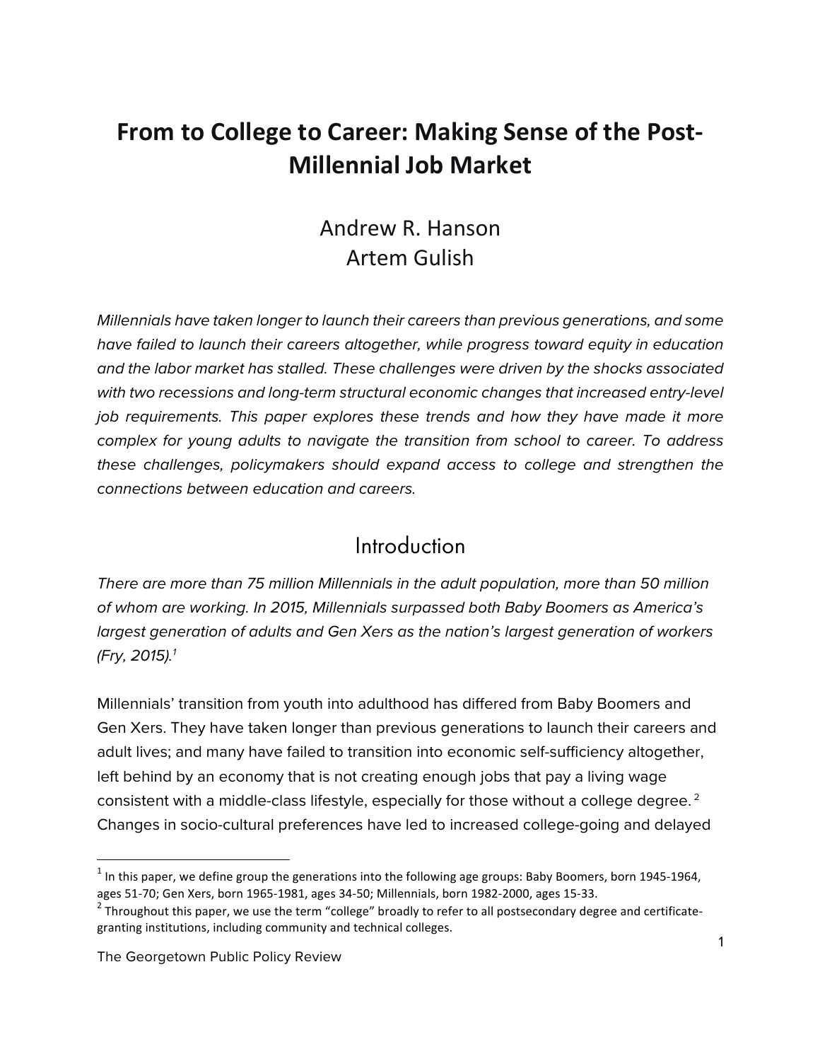# From to College to Career: Making Sense of the Post-Millennial Job Market

Andrew R. Hanson
Artem Gulish

*Millennials have taken longer to launch their careers than previous generations, and some have failed to launch their careers altogether, while progress toward equity in education and the labor market has stalled. These challenges were driven by the shocks associated with two recessions and long-term structural economic changes that increased entry-level job requirements. This paper explores these trends and how they have made it more complex for young adults to navigate the transition from school to career. To address these challenges, policymakers should expand access to college and strengthen the connections between education and careers.*

## Introduction

*There are more than 75 million Millennials in the adult population, more than 50 million of whom are working. In 2015, Millennials surpassed both Baby Boomers as America's largest generation of adults and Gen Xers as the nation's largest generation of workers (Fry, 2015).*[1]

Millennials' transition from youth into adulthood has differed from Baby Boomers and Gen Xers. They have taken longer than previous generations to launch their careers and adult lives; and many have failed to transition into economic self-sufficiency altogether, left behind by an economy that is not creating enough jobs that pay a living wage consistent with a middle-class lifestyle, especially for those without a college degree.[2] Changes in socio-cultural preferences have led to increased college-going and delayed

---

[1] In this paper, we define group the generations into the following age groups: Baby Boomers, born 1945-1964, ages 51-70; Gen Xers, born 1965-1981, ages 34-50; Millennials, born 1982-2000, ages 15-33.

[2] Throughout this paper, we use the term "college" broadly to refer to all postsecondary degree and certificate-granting institutions, including community and technical colleges.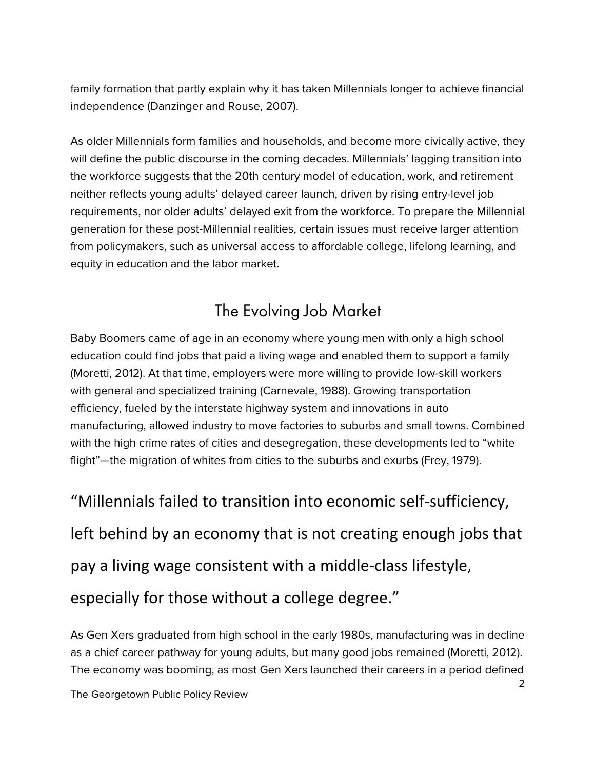family formation that partly explain why it has taken Millennials longer to achieve financial independence (Danzinger and Rouse, 2007).

As older Millennials form families and households, and become more civically active, they will define the public discourse in the coming decades. Millennials' lagging transition into the workforce suggests that the 20th century model of education, work, and retirement neither reflects young adults' delayed career launch, driven by rising entry-level job requirements, nor older adults' delayed exit from the workforce. To prepare the Millennial generation for these post-Millennial realities, certain issues must receive larger attention from policymakers, such as universal access to affordable college, lifelong learning, and equity in education and the labor market.

## The Evolving Job Market

Baby Boomers came of age in an economy where young men with only a high school education could find jobs that paid a living wage and enabled them to support a family (Moretti, 2012). At that time, employers were more willing to provide low-skill workers with general and specialized training (Carnevale, 1988). Growing transportation efficiency, fueled by the interstate highway system and innovations in auto manufacturing, allowed industry to move factories to suburbs and small towns. Combined with the high crime rates of cities and desegregation, these developments led to "white flight"—the migration of whites from cities to the suburbs and exurbs (Frey, 1979).

> "Millennials failed to transition into economic self-sufficiency, left behind by an economy that is not creating enough jobs that pay a living wage consistent with a middle-class lifestyle, especially for those without a college degree."

As Gen Xers graduated from high school in the early 1980s, manufacturing was in decline as a chief career pathway for young adults, but many good jobs remained (Moretti, 2012). The economy was booming, as most Gen Xers launched their careers in a period defined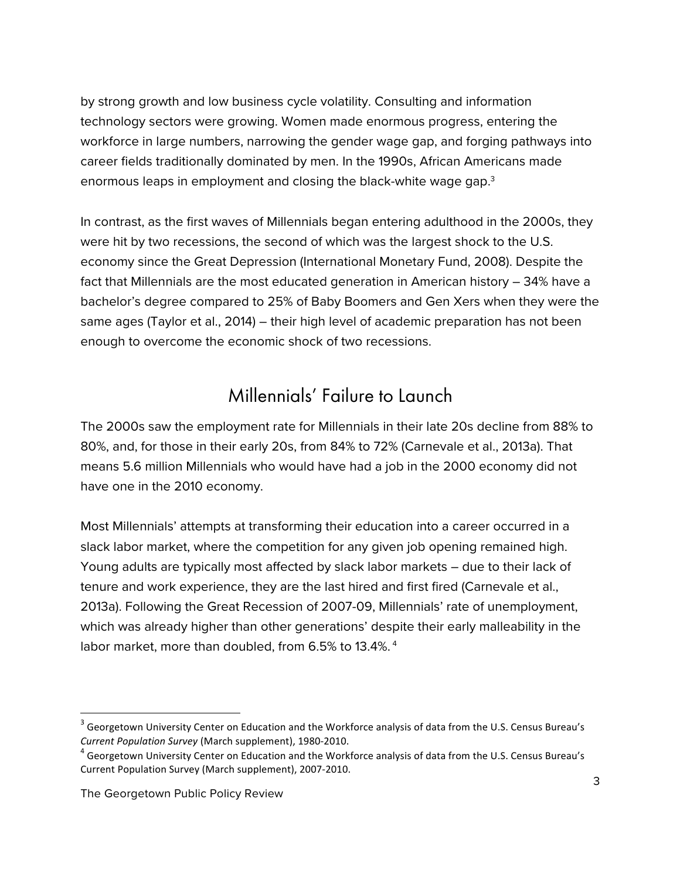by strong growth and low business cycle volatility. Consulting and information technology sectors were growing. Women made enormous progress, entering the workforce in large numbers, narrowing the gender wage gap, and forging pathways into career fields traditionally dominated by men. In the 1990s, African Americans made enormous leaps in employment and closing the black-white wage gap.[3]

In contrast, as the first waves of Millennials began entering adulthood in the 2000s, they were hit by two recessions, the second of which was the largest shock to the U.S. economy since the Great Depression (International Monetary Fund, 2008). Despite the fact that Millennials are the most educated generation in American history – 34% have a bachelor's degree compared to 25% of Baby Boomers and Gen Xers when they were the same ages (Taylor et al., 2014) – their high level of academic preparation has not been enough to overcome the economic shock of two recessions.

## Millennials' Failure to Launch

The 2000s saw the employment rate for Millennials in their late 20s decline from 88% to 80%, and, for those in their early 20s, from 84% to 72% (Carnevale et al., 2013a). That means 5.6 million Millennials who would have had a job in the 2000 economy did not have one in the 2010 economy.

Most Millennials' attempts at transforming their education into a career occurred in a slack labor market, where the competition for any given job opening remained high. Young adults are typically most affected by slack labor markets – due to their lack of tenure and work experience, they are the last hired and first fired (Carnevale et al., 2013a). Following the Great Recession of 2007-09, Millennials' rate of unemployment, which was already higher than other generations' despite their early malleability in the labor market, more than doubled, from 6.5% to 13.4%.[4]

---

[3] Georgetown University Center on Education and the Workforce analysis of data from the U.S. Census Bureau's *Current Population Survey* (March supplement), 1980-2010.

[4] Georgetown University Center on Education and the Workforce analysis of data from the U.S. Census Bureau's Current Population Survey (March supplement), 2007-2010.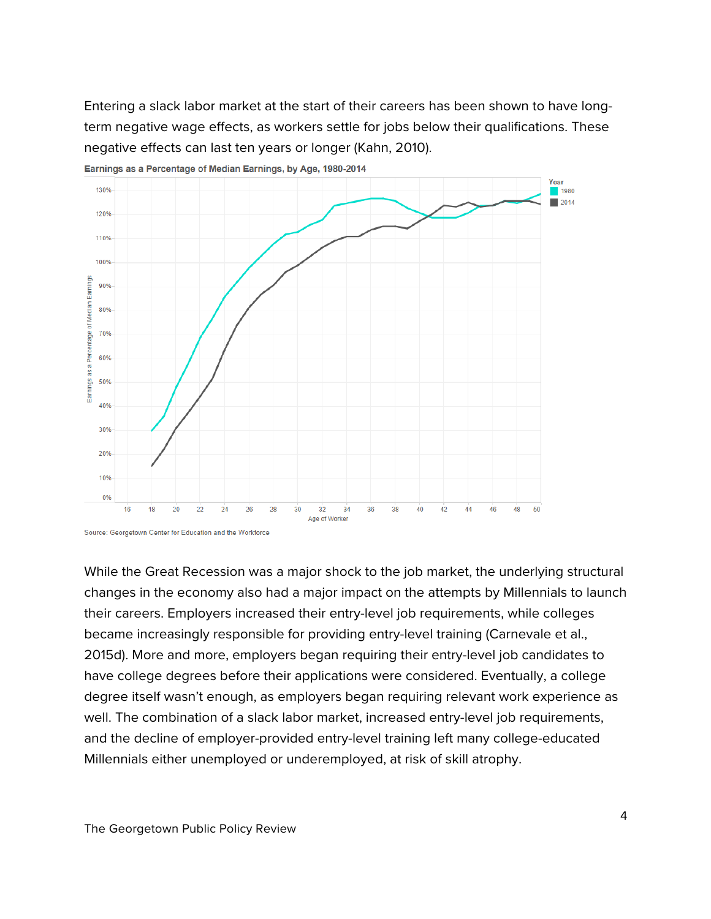Entering a slack labor market at the start of their careers has been shown to have long-term negative wage effects, as workers settle for jobs below their qualifications. These negative effects can last ten years or longer (Kahn, 2010).

**Earnings as a Percentage of Median Earnings, by Age, 1980-2014**

Source: Georgetown Center for Education and the Workforce

While the Great Recession was a major shock to the job market, the underlying structural changes in the economy also had a major impact on the attempts by Millennials to launch their careers. Employers increased their entry-level job requirements, while colleges became increasingly responsible for providing entry-level training (Carnevale et al., 2015d). More and more, employers began requiring their entry-level job candidates to have college degrees before their applications were considered. Eventually, a college degree itself wasn't enough, as employers began requiring relevant work experience as well. The combination of a slack labor market, increased entry-level job requirements, and the decline of employer-provided entry-level training left many college-educated Millennials either unemployed or underemployed, at risk of skill atrophy.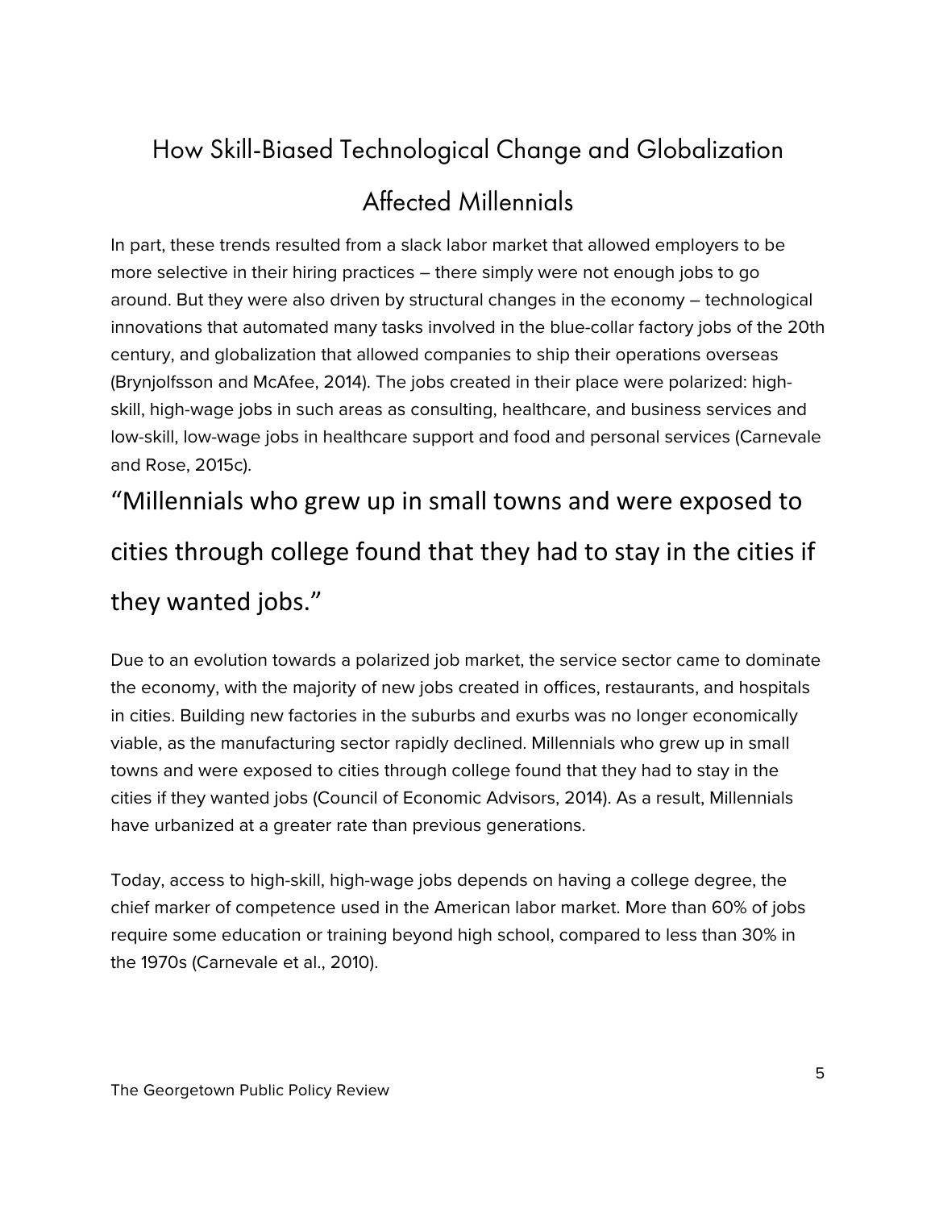## How Skill-Biased Technological Change and Globalization Affected Millennials

In part, these trends resulted from a slack labor market that allowed employers to be more selective in their hiring practices – there simply were not enough jobs to go around. But they were also driven by structural changes in the economy – technological innovations that automated many tasks involved in the blue-collar factory jobs of the 20th century, and globalization that allowed companies to ship their operations overseas (Brynjolfsson and McAfee, 2014). The jobs created in their place were polarized: high-skill, high-wage jobs in such areas as consulting, healthcare, and business services and low-skill, low-wage jobs in healthcare support and food and personal services (Carnevale and Rose, 2015c).

> “Millennials who grew up in small towns and were exposed to cities through college found that they had to stay in the cities if they wanted jobs.”

Due to an evolution towards a polarized job market, the service sector came to dominate the economy, with the majority of new jobs created in offices, restaurants, and hospitals in cities. Building new factories in the suburbs and exurbs was no longer economically viable, as the manufacturing sector rapidly declined. Millennials who grew up in small towns and were exposed to cities through college found that they had to stay in the cities if they wanted jobs (Council of Economic Advisors, 2014). As a result, Millennials have urbanized at a greater rate than previous generations.

Today, access to high-skill, high-wage jobs depends on having a college degree, the chief marker of competence used in the American labor market. More than 60% of jobs require some education or training beyond high school, compared to less than 30% in the 1970s (Carnevale et al., 2010).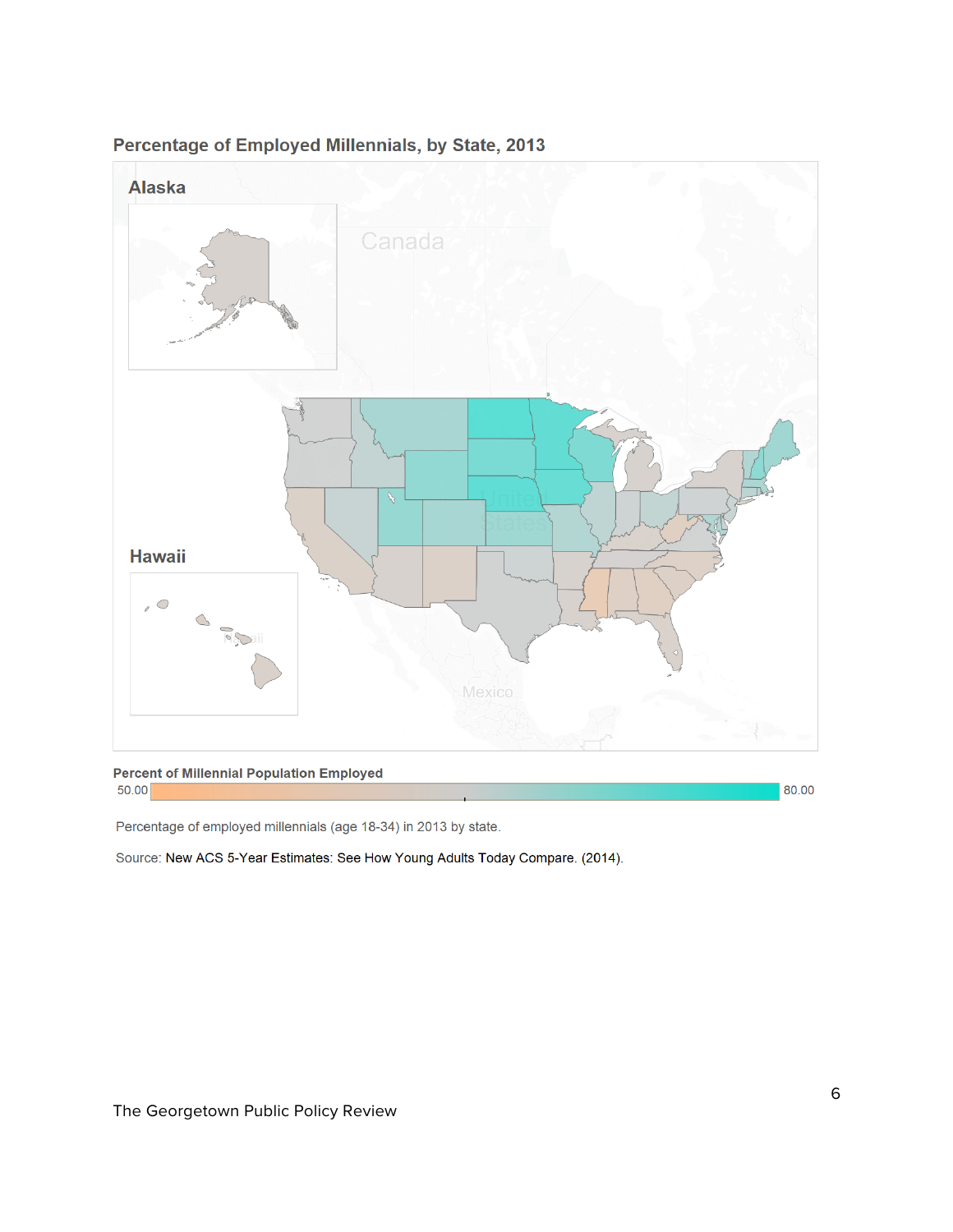**Percentage of Employed Millennials, by State, 2013**

Alaska

Canada

Hawaii

Mexico

**Percent of Millennial Population Employed**

50.00 — 80.00

Percentage of employed millennials (age 18-34) in 2013 by state.

Source: New ACS 5-Year Estimates: See How Young Adults Today Compare. (2014).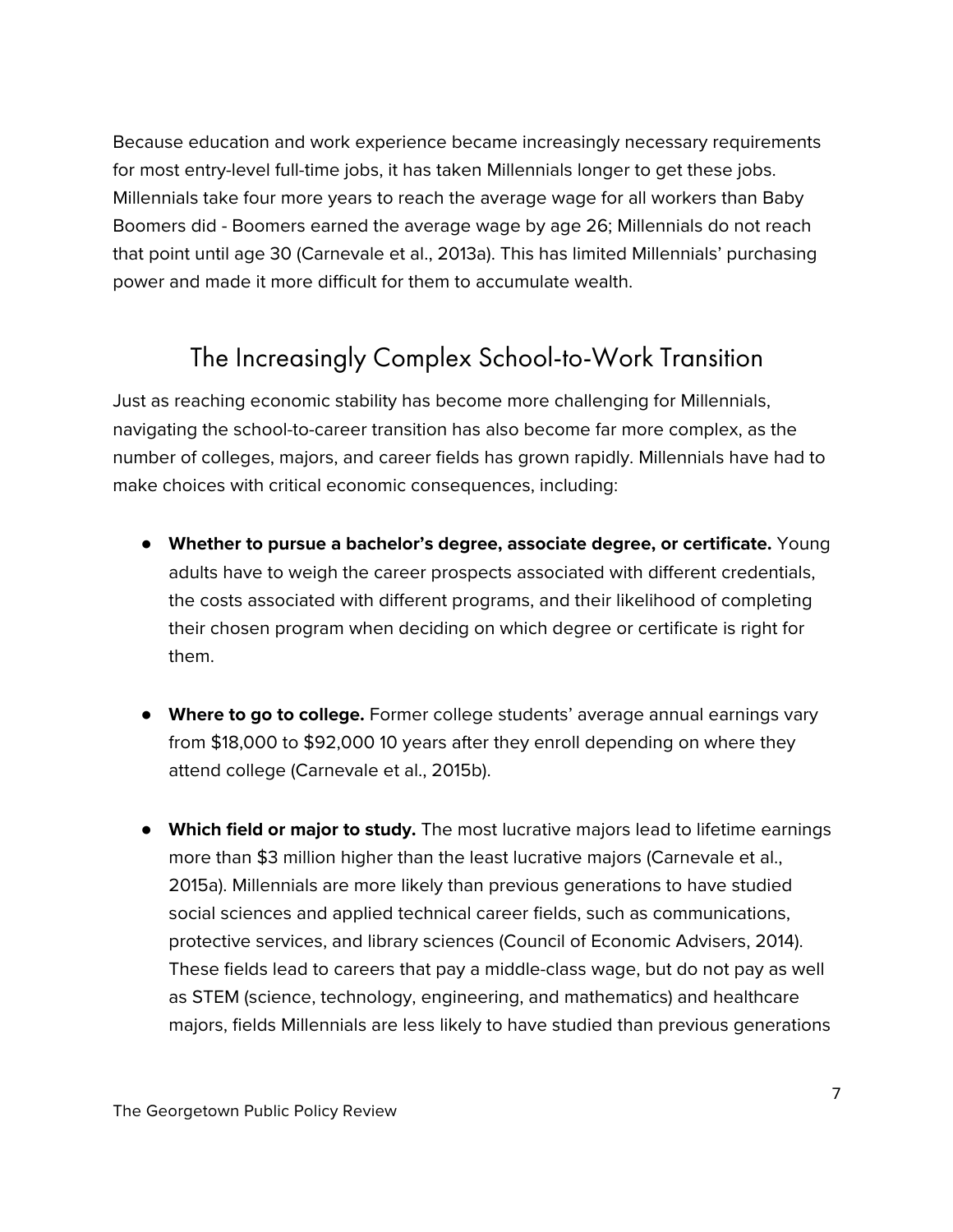Because education and work experience became increasingly necessary requirements for most entry-level full-time jobs, it has taken Millennials longer to get these jobs. Millennials take four more years to reach the average wage for all workers than Baby Boomers did - Boomers earned the average wage by age 26; Millennials do not reach that point until age 30 (Carnevale et al., 2013a). This has limited Millennials' purchasing power and made it more difficult for them to accumulate wealth.

## The Increasingly Complex School-to-Work Transition

Just as reaching economic stability has become more challenging for Millennials, navigating the school-to-career transition has also become far more complex, as the number of colleges, majors, and career fields has grown rapidly. Millennials have had to make choices with critical economic consequences, including:

- **Whether to pursue a bachelor's degree, associate degree, or certificate.** Young adults have to weigh the career prospects associated with different credentials, the costs associated with different programs, and their likelihood of completing their chosen program when deciding on which degree or certificate is right for them.

- **Where to go to college.** Former college students' average annual earnings vary from $18,000 to $92,000 10 years after they enroll depending on where they attend college (Carnevale et al., 2015b).

- **Which field or major to study.** The most lucrative majors lead to lifetime earnings more than $3 million higher than the least lucrative majors (Carnevale et al., 2015a). Millennials are more likely than previous generations to have studied social sciences and applied technical career fields, such as communications, protective services, and library sciences (Council of Economic Advisers, 2014). These fields lead to careers that pay a middle-class wage, but do not pay as well as STEM (science, technology, engineering, and mathematics) and healthcare majors, fields Millennials are less likely to have studied than previous generations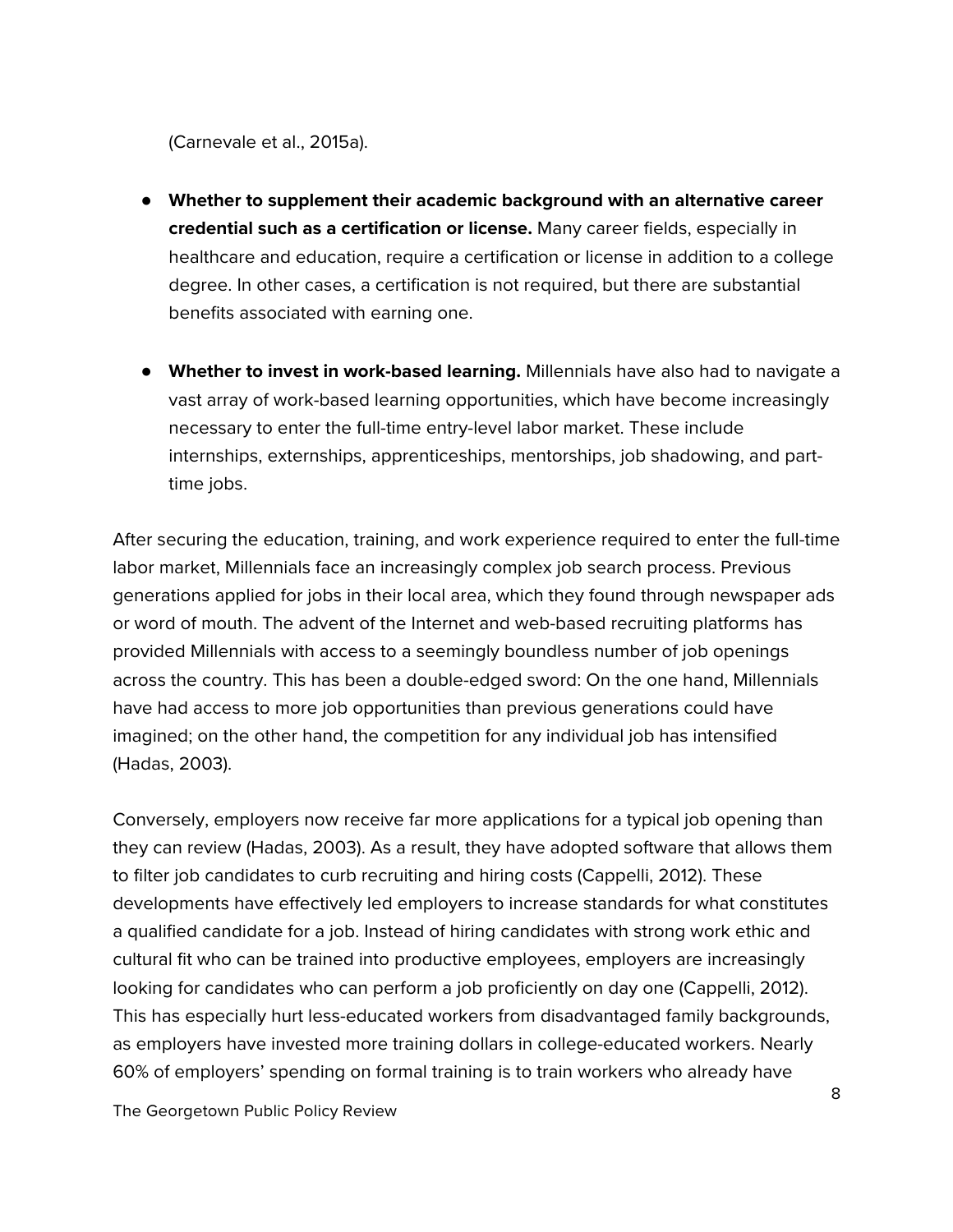(Carnevale et al., 2015a).

- **Whether to supplement their academic background with an alternative career credential such as a certification or license.** Many career fields, especially in healthcare and education, require a certification or license in addition to a college degree. In other cases, a certification is not required, but there are substantial benefits associated with earning one.

- **Whether to invest in work-based learning.** Millennials have also had to navigate a vast array of work-based learning opportunities, which have become increasingly necessary to enter the full-time entry-level labor market. These include internships, externships, apprenticeships, mentorships, job shadowing, and part-time jobs.

After securing the education, training, and work experience required to enter the full-time labor market, Millennials face an increasingly complex job search process. Previous generations applied for jobs in their local area, which they found through newspaper ads or word of mouth. The advent of the Internet and web-based recruiting platforms has provided Millennials with access to a seemingly boundless number of job openings across the country. This has been a double-edged sword: On the one hand, Millennials have had access to more job opportunities than previous generations could have imagined; on the other hand, the competition for any individual job has intensified (Hadas, 2003).

Conversely, employers now receive far more applications for a typical job opening than they can review (Hadas, 2003). As a result, they have adopted software that allows them to filter job candidates to curb recruiting and hiring costs (Cappelli, 2012). These developments have effectively led employers to increase standards for what constitutes a qualified candidate for a job. Instead of hiring candidates with strong work ethic and cultural fit who can be trained into productive employees, employers are increasingly looking for candidates who can perform a job proficiently on day one (Cappelli, 2012). This has especially hurt less-educated workers from disadvantaged family backgrounds, as employers have invested more training dollars in college-educated workers. Nearly 60% of employers' spending on formal training is to train workers who already have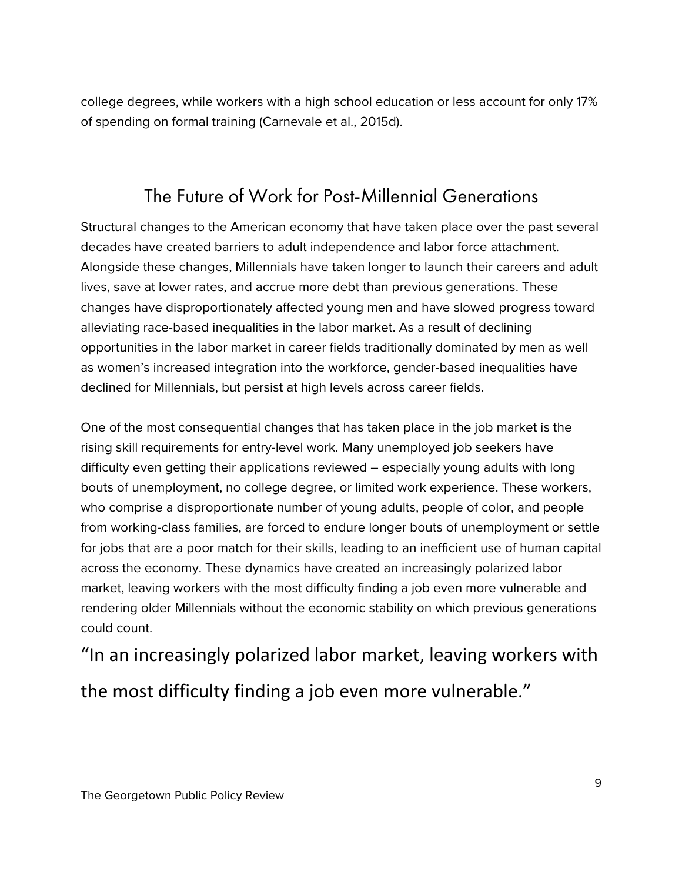college degrees, while workers with a high school education or less account for only 17% of spending on formal training (Carnevale et al., 2015d).

## The Future of Work for Post-Millennial Generations

Structural changes to the American economy that have taken place over the past several decades have created barriers to adult independence and labor force attachment. Alongside these changes, Millennials have taken longer to launch their careers and adult lives, save at lower rates, and accrue more debt than previous generations. These changes have disproportionately affected young men and have slowed progress toward alleviating race-based inequalities in the labor market. As a result of declining opportunities in the labor market in career fields traditionally dominated by men as well as women's increased integration into the workforce, gender-based inequalities have declined for Millennials, but persist at high levels across career fields.

One of the most consequential changes that has taken place in the job market is the rising skill requirements for entry-level work. Many unemployed job seekers have difficulty even getting their applications reviewed – especially young adults with long bouts of unemployment, no college degree, or limited work experience. These workers, who comprise a disproportionate number of young adults, people of color, and people from working-class families, are forced to endure longer bouts of unemployment or settle for jobs that are a poor match for their skills, leading to an inefficient use of human capital across the economy. These dynamics have created an increasingly polarized labor market, leaving workers with the most difficulty finding a job even more vulnerable and rendering older Millennials without the economic stability on which previous generations could count.

> "In an increasingly polarized labor market, leaving workers with the most difficulty finding a job even more vulnerable."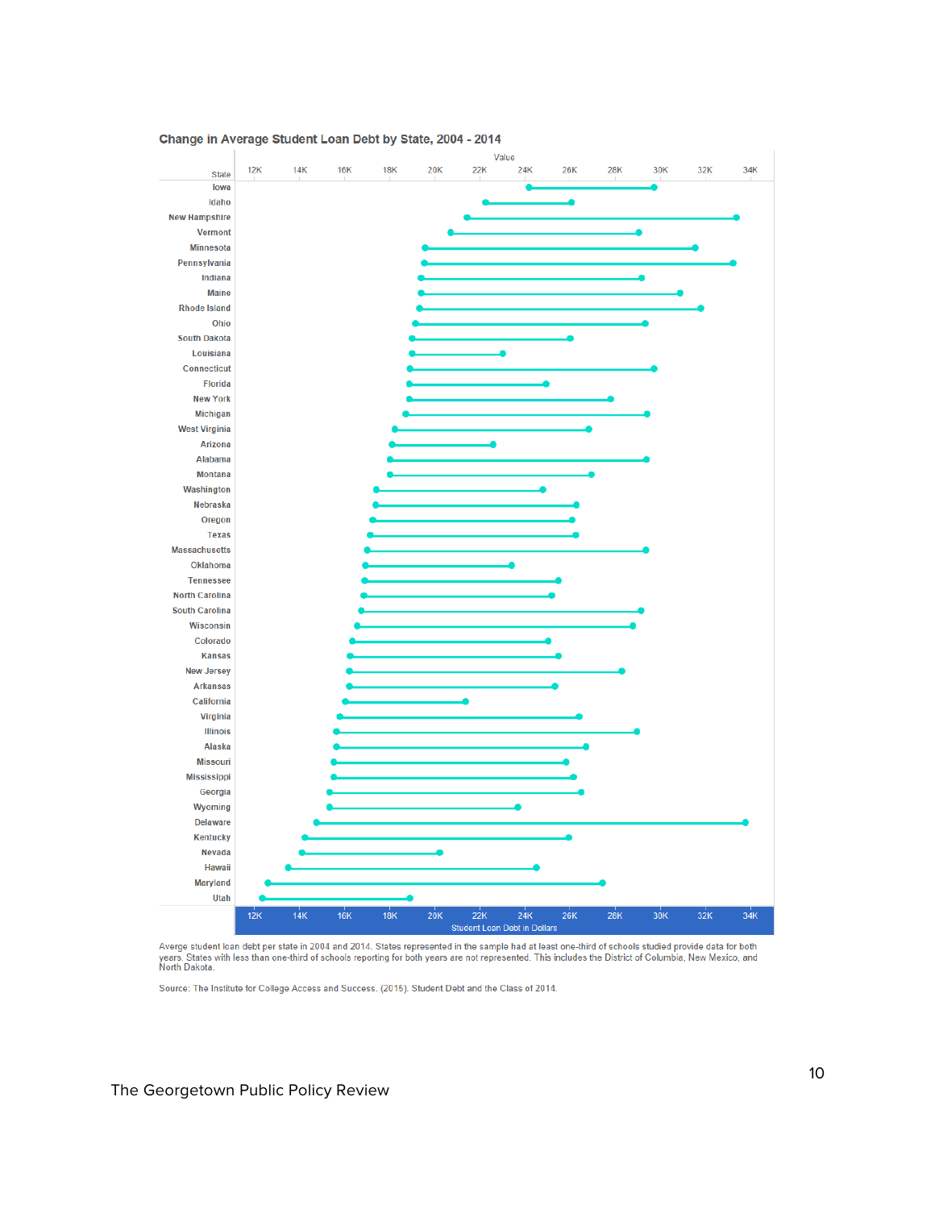**Change in Average Student Loan Debt by State, 2004 - 2014**

Averge student loan debt per state in 2004 and 2014. States represented in the sample had at least one-third of schools studied provide data for both years. States with less than one-third of schools reporting for both years are not represented. This includes the District of Columbia, New Mexico, and North Dakota.

Source: The Institute for College Access and Success. (2015). Student Debt and the Class of 2014.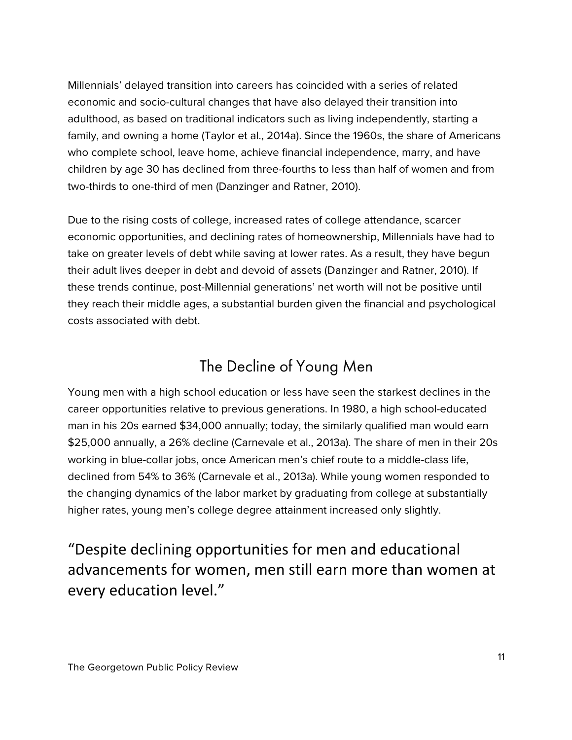Millennials' delayed transition into careers has coincided with a series of related economic and socio-cultural changes that have also delayed their transition into adulthood, as based on traditional indicators such as living independently, starting a family, and owning a home (Taylor et al., 2014a). Since the 1960s, the share of Americans who complete school, leave home, achieve financial independence, marry, and have children by age 30 has declined from three-fourths to less than half of women and from two-thirds to one-third of men (Danzinger and Ratner, 2010).

Due to the rising costs of college, increased rates of college attendance, scarcer economic opportunities, and declining rates of homeownership, Millennials have had to take on greater levels of debt while saving at lower rates. As a result, they have begun their adult lives deeper in debt and devoid of assets (Danzinger and Ratner, 2010). If these trends continue, post-Millennial generations' net worth will not be positive until they reach their middle ages, a substantial burden given the financial and psychological costs associated with debt.

## The Decline of Young Men

Young men with a high school education or less have seen the starkest declines in the career opportunities relative to previous generations. In 1980, a high school-educated man in his 20s earned $34,000 annually; today, the similarly qualified man would earn $25,000 annually, a 26% decline (Carnevale et al., 2013a). The share of men in their 20s working in blue-collar jobs, once American men's chief route to a middle-class life, declined from 54% to 36% (Carnevale et al., 2013a). While young women responded to the changing dynamics of the labor market by graduating from college at substantially higher rates, young men's college degree attainment increased only slightly.

> "Despite declining opportunities for men and educational advancements for women, men still earn more than women at every education level."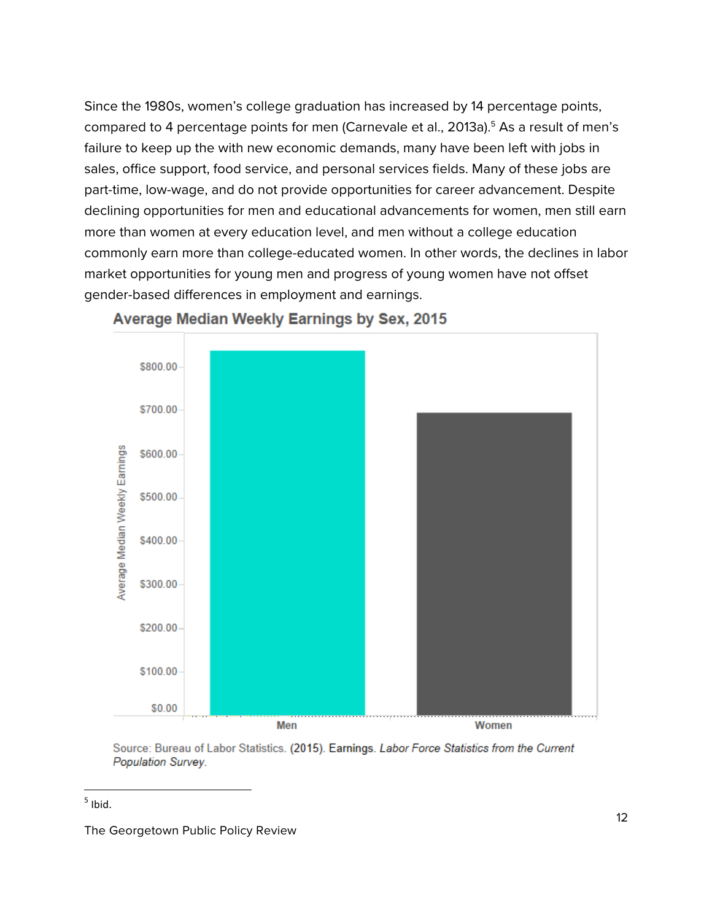Since the 1980s, women's college graduation has increased by 14 percentage points, compared to 4 percentage points for men (Carnevale et al., 2013a).[5] As a result of men's failure to keep up the with new economic demands, many have been left with jobs in sales, office support, food service, and personal services fields. Many of these jobs are part-time, low-wage, and do not provide opportunities for career advancement. Despite declining opportunities for men and educational advancements for women, men still earn more than women at every education level, and men without a college education commonly earn more than college-educated women. In other words, the declines in labor market opportunities for young men and progress of young women have not offset gender-based differences in employment and earnings.

**Average Median Weekly Earnings by Sex, 2015**

Source: Bureau of Labor Statistics. (2015). Earnings. *Labor Force Statistics from the Current Population Survey*.

---

[5] Ibid.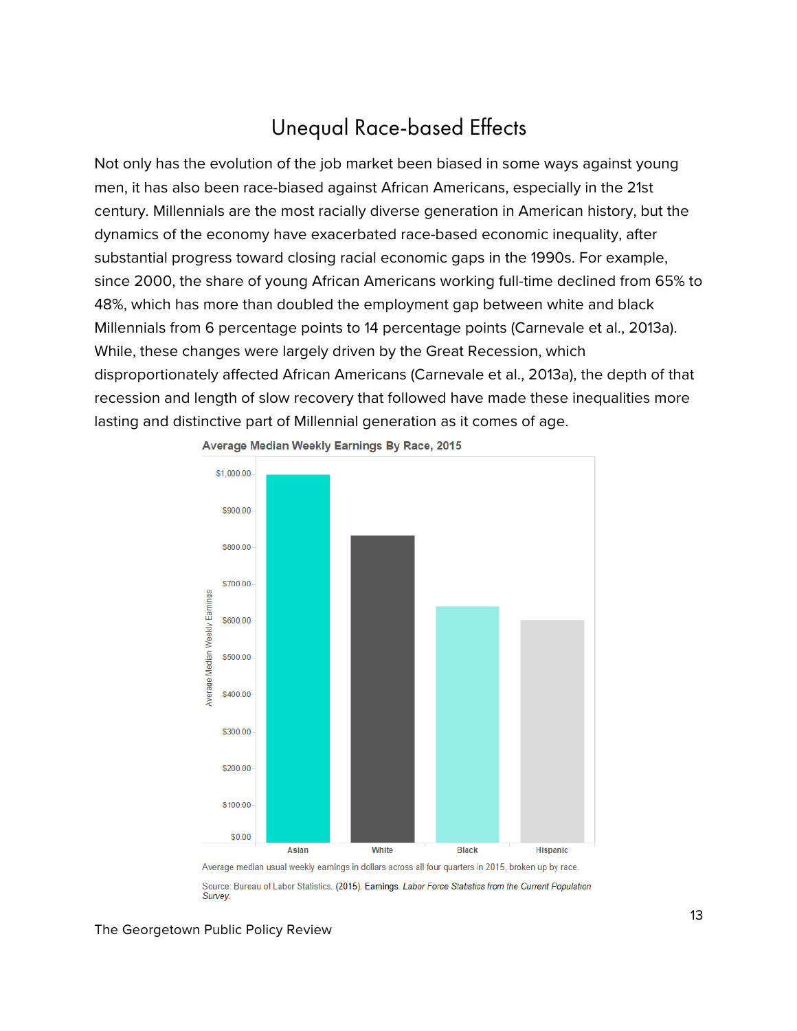## Unequal Race-based Effects

Not only has the evolution of the job market been biased in some ways against young men, it has also been race-biased against African Americans, especially in the 21st century. Millennials are the most racially diverse generation in American history, but the dynamics of the economy have exacerbated race-based economic inequality, after substantial progress toward closing racial economic gaps in the 1990s. For example, since 2000, the share of young African Americans working full-time declined from 65% to 48%, which has more than doubled the employment gap between white and black Millennials from 6 percentage points to 14 percentage points (Carnevale et al., 2013a). While, these changes were largely driven by the Great Recession, which disproportionately affected African Americans (Carnevale et al., 2013a), the depth of that recession and length of slow recovery that followed have made these inequalities more lasting and distinctive part of Millennial generation as it comes of age.

**Average Median Weekly Earnings By Race, 2015**

Average median usual weekly earnings in dollars across all four quarters in 2015, broken up by race.

Source: Bureau of Labor Statistics. (2015). Earnings. *Labor Force Statistics from the Current Population Survey.*

The Georgetown Public Policy Review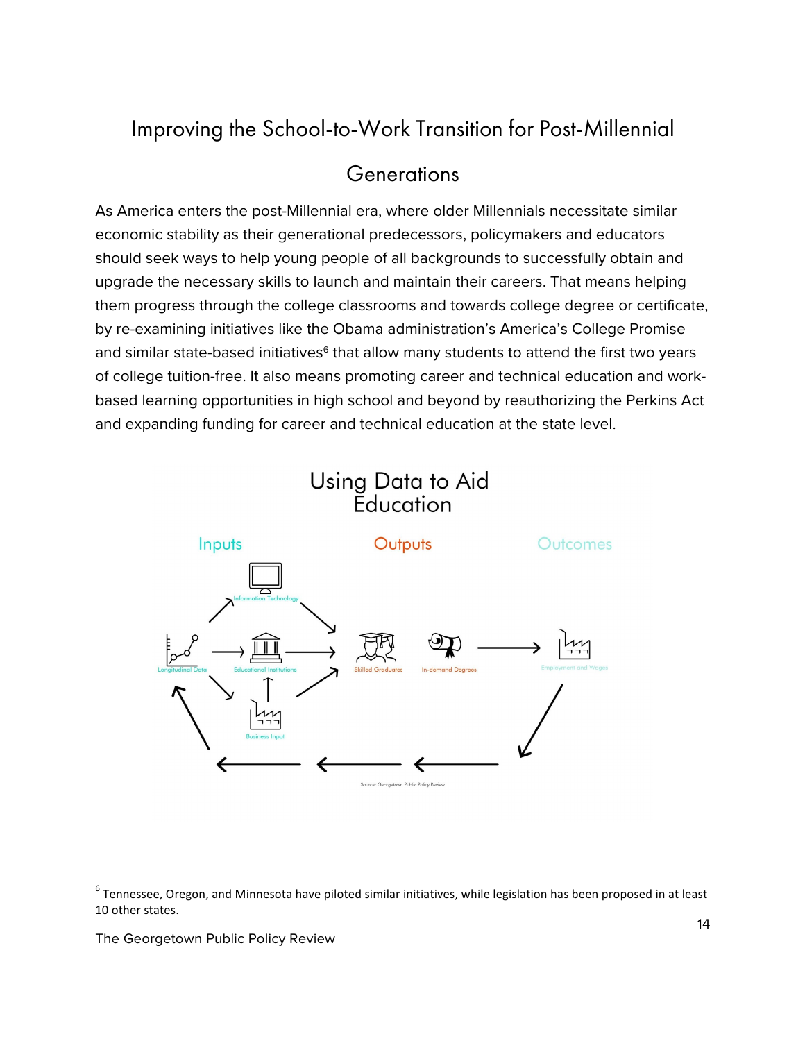# Improving the School-to-Work Transition for Post-Millennial Generations

As America enters the post-Millennial era, where older Millennials necessitate similar economic stability as their generational predecessors, policymakers and educators should seek ways to help young people of all backgrounds to successfully obtain and upgrade the necessary skills to launch and maintain their careers. That means helping them progress through the college classrooms and towards college degree or certificate, by re-examining initiatives like the Obama administration's America's College Promise and similar state-based initiatives[6] that allow many students to attend the first two years of college tuition-free. It also means promoting career and technical education and work-based learning opportunities in high school and beyond by reauthorizing the Perkins Act and expanding funding for career and technical education at the state level.

## Using Data to Aid Education

Inputs | Outputs | Outcomes

Information Technology, Longitudinal Data, Educational Institutions, Business Input → Skilled Graduates, In-demand Degrees → Employment and Wages

Source: Georgetown Public Policy Review

---

[6] Tennessee, Oregon, and Minnesota have piloted similar initiatives, while legislation has been proposed in at least 10 other states.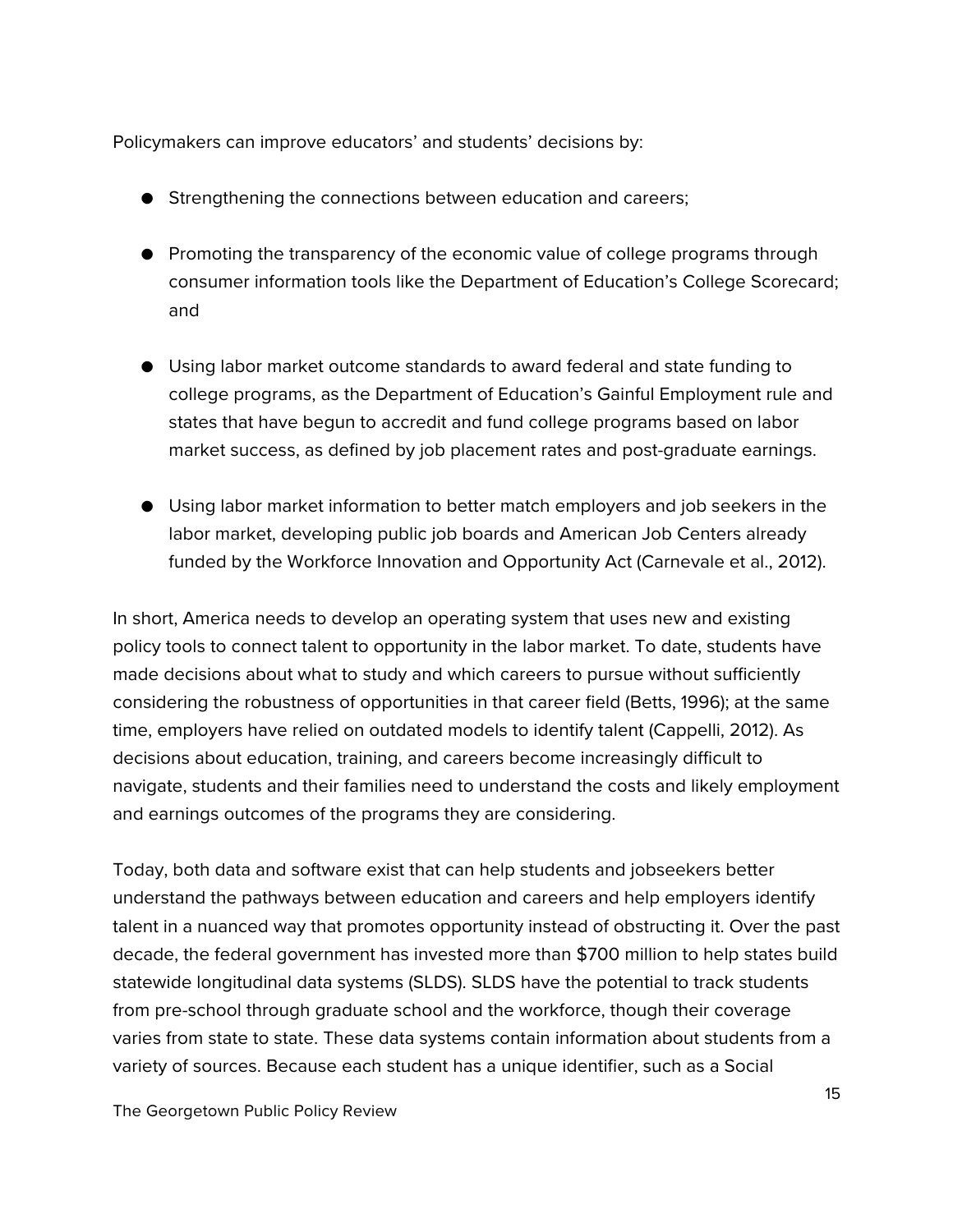Policymakers can improve educators' and students' decisions by:

- Strengthening the connections between education and careers;
- Promoting the transparency of the economic value of college programs through consumer information tools like the Department of Education's College Scorecard; and
- Using labor market outcome standards to award federal and state funding to college programs, as the Department of Education's Gainful Employment rule and states that have begun to accredit and fund college programs based on labor market success, as defined by job placement rates and post-graduate earnings.
- Using labor market information to better match employers and job seekers in the labor market, developing public job boards and American Job Centers already funded by the Workforce Innovation and Opportunity Act (Carnevale et al., 2012).

In short, America needs to develop an operating system that uses new and existing policy tools to connect talent to opportunity in the labor market. To date, students have made decisions about what to study and which careers to pursue without sufficiently considering the robustness of opportunities in that career field (Betts, 1996); at the same time, employers have relied on outdated models to identify talent (Cappelli, 2012). As decisions about education, training, and careers become increasingly difficult to navigate, students and their families need to understand the costs and likely employment and earnings outcomes of the programs they are considering.

Today, both data and software exist that can help students and jobseekers better understand the pathways between education and careers and help employers identify talent in a nuanced way that promotes opportunity instead of obstructing it. Over the past decade, the federal government has invested more than $700 million to help states build statewide longitudinal data systems (SLDS). SLDS have the potential to track students from pre-school through graduate school and the workforce, though their coverage varies from state to state. These data systems contain information about students from a variety of sources. Because each student has a unique identifier, such as a Social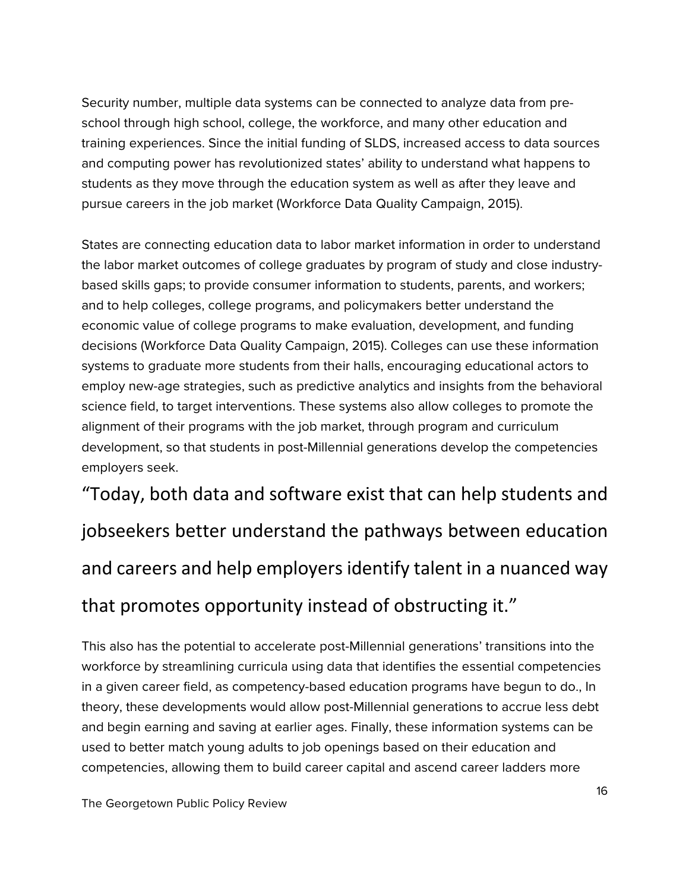Security number, multiple data systems can be connected to analyze data from pre-school through high school, college, the workforce, and many other education and training experiences. Since the initial funding of SLDS, increased access to data sources and computing power has revolutionized states' ability to understand what happens to students as they move through the education system as well as after they leave and pursue careers in the job market (Workforce Data Quality Campaign, 2015).

States are connecting education data to labor market information in order to understand the labor market outcomes of college graduates by program of study and close industry-based skills gaps; to provide consumer information to students, parents, and workers; and to help colleges, college programs, and policymakers better understand the economic value of college programs to make evaluation, development, and funding decisions (Workforce Data Quality Campaign, 2015). Colleges can use these information systems to graduate more students from their halls, encouraging educational actors to employ new-age strategies, such as predictive analytics and insights from the behavioral science field, to target interventions. These systems also allow colleges to promote the alignment of their programs with the job market, through program and curriculum development, so that students in post-Millennial generations develop the competencies employers seek.

> “Today, both data and software exist that can help students and jobseekers better understand the pathways between education and careers and help employers identify talent in a nuanced way that promotes opportunity instead of obstructing it.”

This also has the potential to accelerate post-Millennial generations' transitions into the workforce by streamlining curricula using data that identifies the essential competencies in a given career field, as competency-based education programs have begun to do., In theory, these developments would allow post-Millennial generations to accrue less debt and begin earning and saving at earlier ages. Finally, these information systems can be used to better match young adults to job openings based on their education and competencies, allowing them to build career capital and ascend career ladders more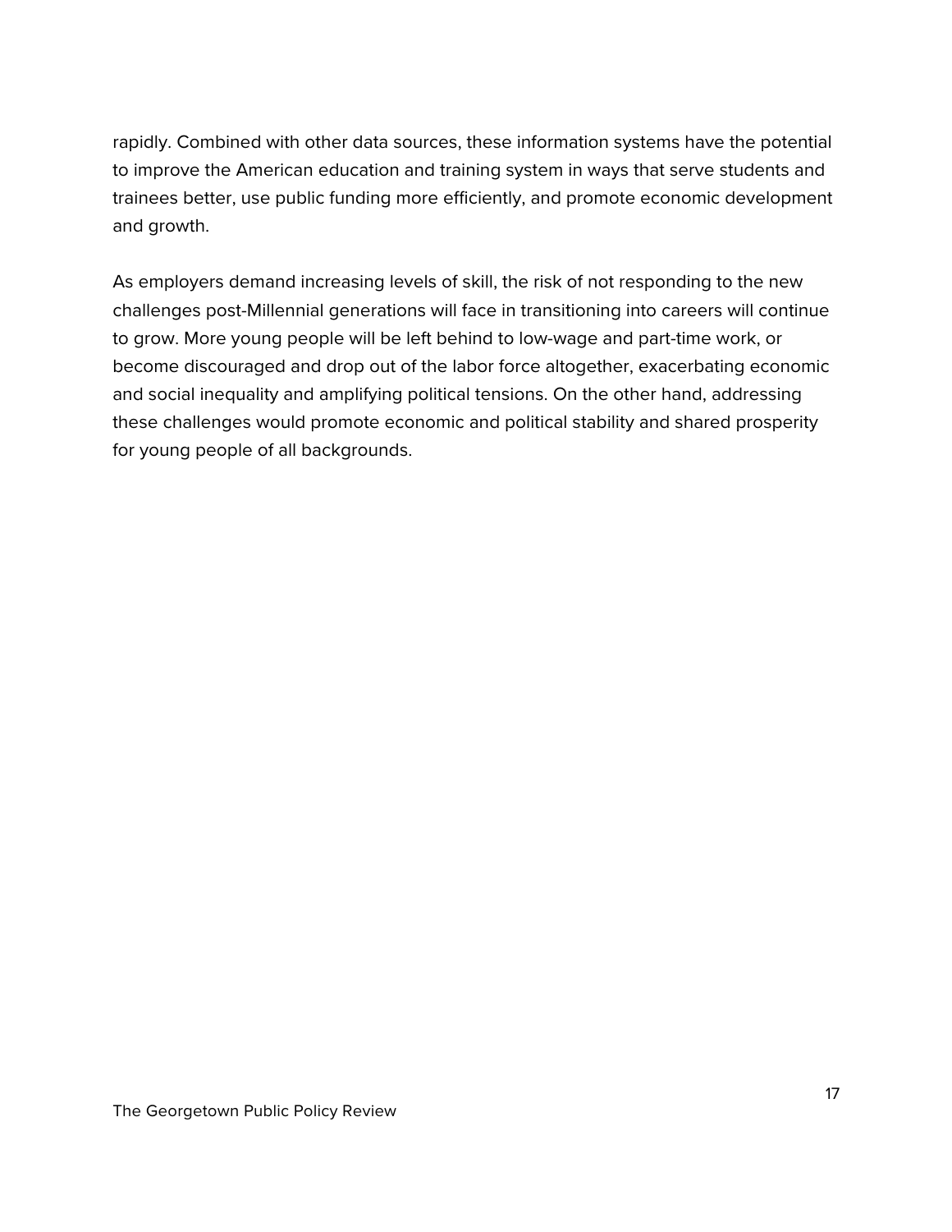rapidly. Combined with other data sources, these information systems have the potential to improve the American education and training system in ways that serve students and trainees better, use public funding more efficiently, and promote economic development and growth.

As employers demand increasing levels of skill, the risk of not responding to the new challenges post-Millennial generations will face in transitioning into careers will continue to grow. More young people will be left behind to low-wage and part-time work, or become discouraged and drop out of the labor force altogether, exacerbating economic and social inequality and amplifying political tensions. On the other hand, addressing these challenges would promote economic and political stability and shared prosperity for young people of all backgrounds.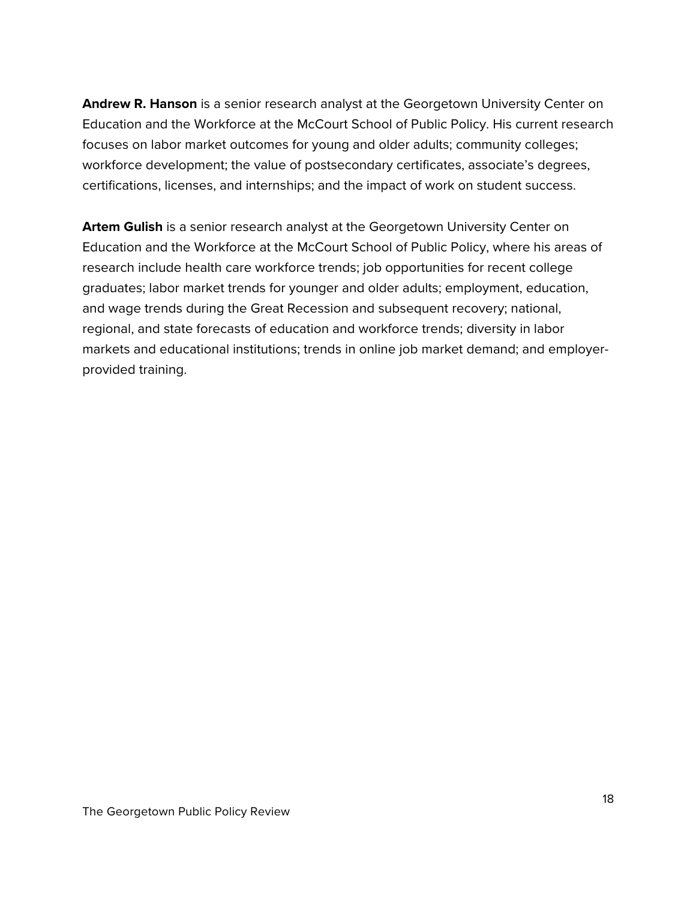**Andrew R. Hanson** is a senior research analyst at the Georgetown University Center on Education and the Workforce at the McCourt School of Public Policy. His current research focuses on labor market outcomes for young and older adults; community colleges; workforce development; the value of postsecondary certificates, associate's degrees, certifications, licenses, and internships; and the impact of work on student success.

**Artem Gulish** is a senior research analyst at the Georgetown University Center on Education and the Workforce at the McCourt School of Public Policy, where his areas of research include health care workforce trends; job opportunities for recent college graduates; labor market trends for younger and older adults; employment, education, and wage trends during the Great Recession and subsequent recovery; national, regional, and state forecasts of education and workforce trends; diversity in labor markets and educational institutions; trends in online job market demand; and employer-provided training.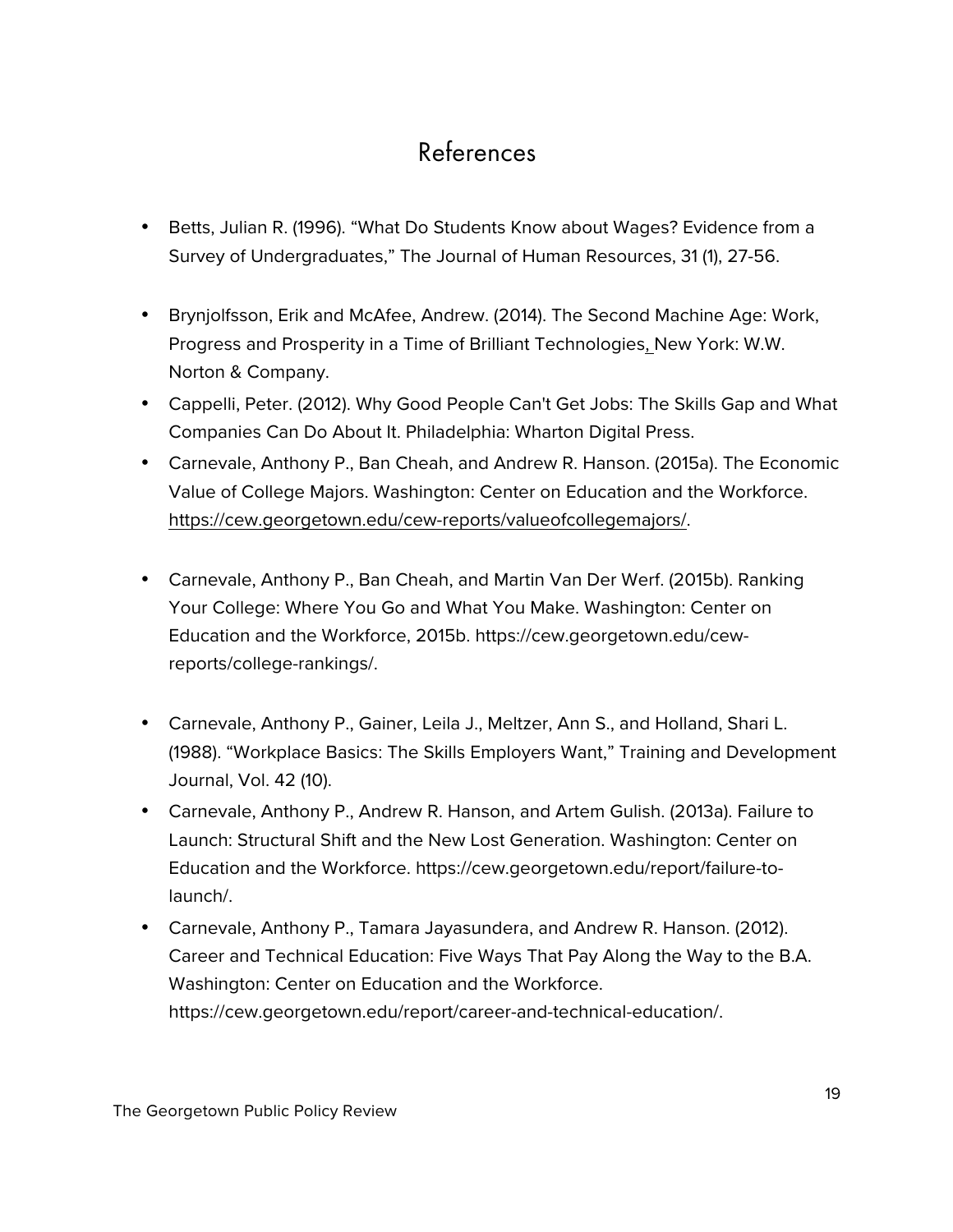# References

- Betts, Julian R. (1996). "What Do Students Know about Wages? Evidence from a Survey of Undergraduates," The Journal of Human Resources, 31 (1), 27-56.

- Brynjolfsson, Erik and McAfee, Andrew. (2014). The Second Machine Age: Work, Progress and Prosperity in a Time of Brilliant Technologies, New York: W.W. Norton & Company.
- Cappelli, Peter. (2012). Why Good People Can't Get Jobs: The Skills Gap and What Companies Can Do About It. Philadelphia: Wharton Digital Press.
- Carnevale, Anthony P., Ban Cheah, and Andrew R. Hanson. (2015a). The Economic Value of College Majors. Washington: Center on Education and the Workforce. https://cew.georgetown.edu/cew-reports/valueofcollegemajors/.

- Carnevale, Anthony P., Ban Cheah, and Martin Van Der Werf. (2015b). Ranking Your College: Where You Go and What You Make. Washington: Center on Education and the Workforce, 2015b. https://cew.georgetown.edu/cew-reports/college-rankings/.

- Carnevale, Anthony P., Gainer, Leila J., Meltzer, Ann S., and Holland, Shari L. (1988). "Workplace Basics: The Skills Employers Want," Training and Development Journal, Vol. 42 (10).
- Carnevale, Anthony P., Andrew R. Hanson, and Artem Gulish. (2013a). Failure to Launch: Structural Shift and the New Lost Generation. Washington: Center on Education and the Workforce. https://cew.georgetown.edu/report/failure-to-launch/.
- Carnevale, Anthony P., Tamara Jayasundera, and Andrew R. Hanson. (2012). Career and Technical Education: Five Ways That Pay Along the Way to the B.A. Washington: Center on Education and the Workforce. https://cew.georgetown.edu/report/career-and-technical-education/.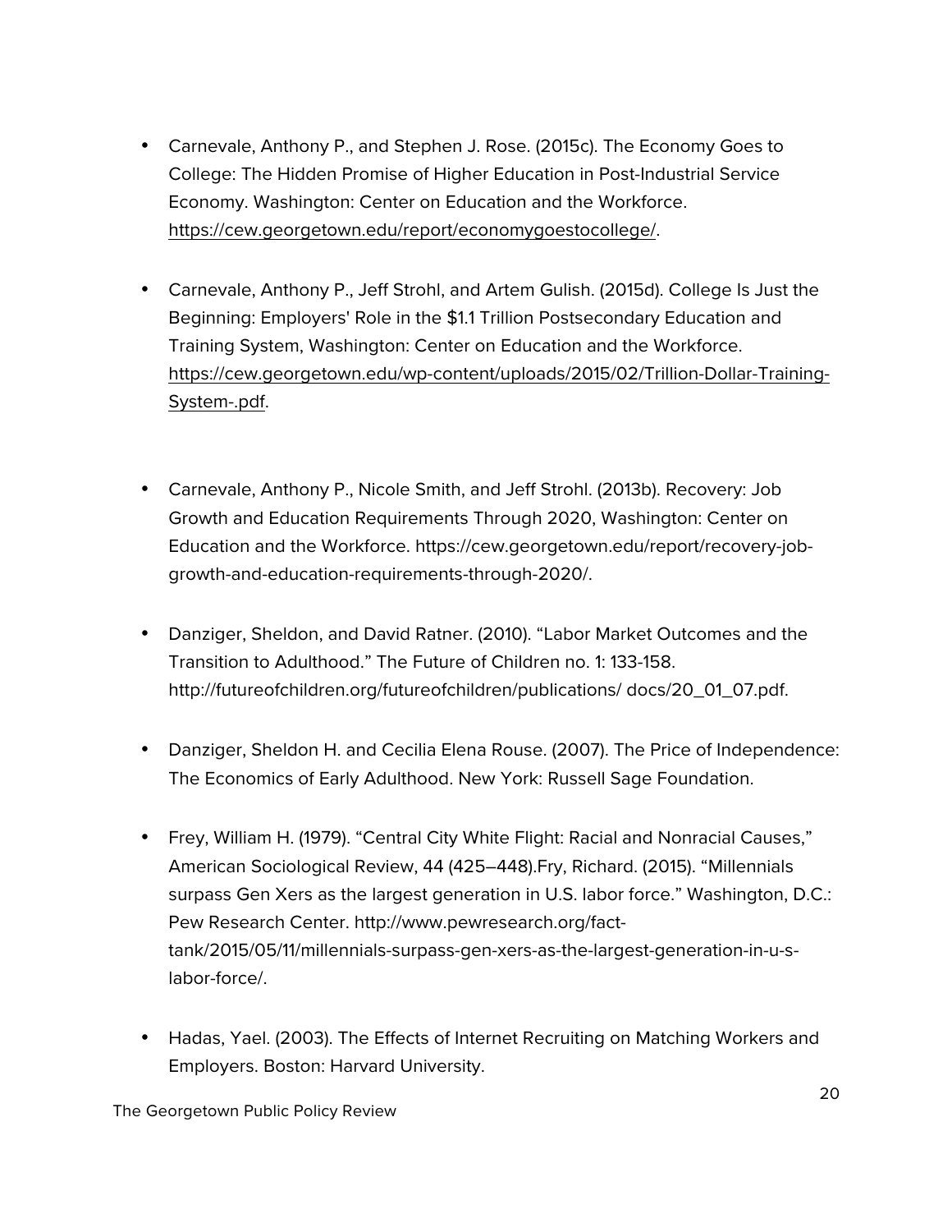- Carnevale, Anthony P., and Stephen J. Rose. (2015c). The Economy Goes to College: The Hidden Promise of Higher Education in Post-Industrial Service Economy. Washington: Center on Education and the Workforce. https://cew.georgetown.edu/report/economygoestocollege/.

- Carnevale, Anthony P., Jeff Strohl, and Artem Gulish. (2015d). College Is Just the Beginning: Employers' Role in the $1.1 Trillion Postsecondary Education and Training System, Washington: Center on Education and the Workforce. https://cew.georgetown.edu/wp-content/uploads/2015/02/Trillion-Dollar-Training-System-.pdf.

- Carnevale, Anthony P., Nicole Smith, and Jeff Strohl. (2013b). Recovery: Job Growth and Education Requirements Through 2020, Washington: Center on Education and the Workforce. https://cew.georgetown.edu/report/recovery-job-growth-and-education-requirements-through-2020/.

- Danziger, Sheldon, and David Ratner. (2010). "Labor Market Outcomes and the Transition to Adulthood." The Future of Children no. 1: 133-158. http://futureofchildren.org/futureofchildren/publications/ docs/20_01_07.pdf.

- Danziger, Sheldon H. and Cecilia Elena Rouse. (2007). The Price of Independence: The Economics of Early Adulthood. New York: Russell Sage Foundation.

- Frey, William H. (1979). "Central City White Flight: Racial and Nonracial Causes," American Sociological Review, 44 (425–448).Fry, Richard. (2015). "Millennials surpass Gen Xers as the largest generation in U.S. labor force." Washington, D.C.: Pew Research Center. http://www.pewresearch.org/fact-tank/2015/05/11/millennials-surpass-gen-xers-as-the-largest-generation-in-u-s-labor-force/.

- Hadas, Yael. (2003). The Effects of Internet Recruiting on Matching Workers and Employers. Boston: Harvard University.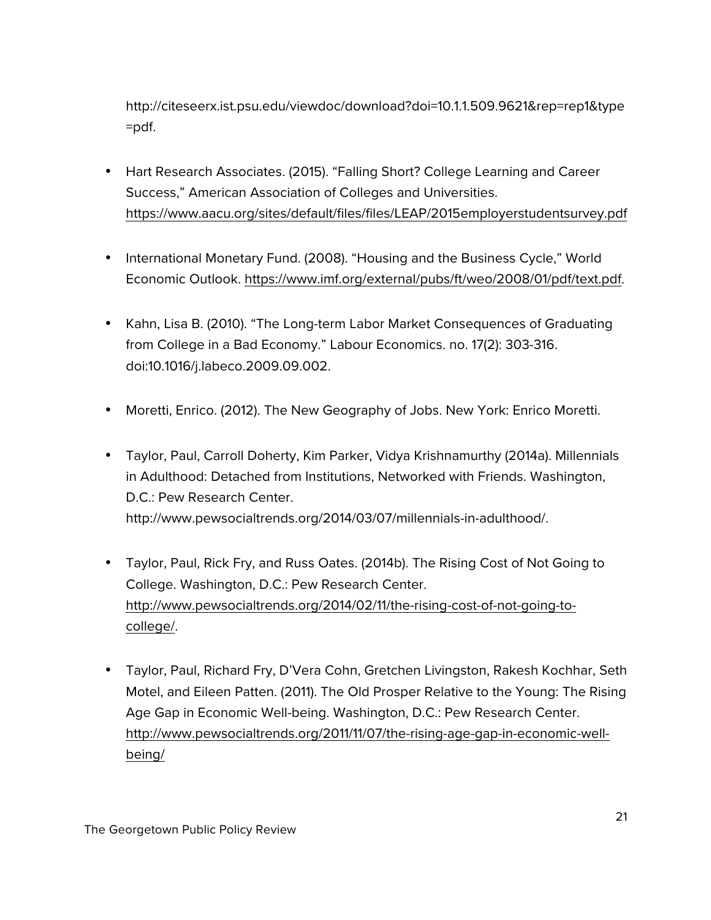http://citeseerx.ist.psu.edu/viewdoc/download?doi=10.1.1.509.9621&rep=rep1&type=pdf.

- Hart Research Associates. (2015). "Falling Short? College Learning and Career Success," American Association of Colleges and Universities. https://www.aacu.org/sites/default/files/files/LEAP/2015employerstudentsurvey.pdf
- International Monetary Fund. (2008). "Housing and the Business Cycle," World Economic Outlook. https://www.imf.org/external/pubs/ft/weo/2008/01/pdf/text.pdf.
- Kahn, Lisa B. (2010). "The Long-term Labor Market Consequences of Graduating from College in a Bad Economy." Labour Economics. no. 17(2): 303-316. doi:10.1016/j.labeco.2009.09.002.
- Moretti, Enrico. (2012). The New Geography of Jobs. New York: Enrico Moretti.
- Taylor, Paul, Carroll Doherty, Kim Parker, Vidya Krishnamurthy (2014a). Millennials in Adulthood: Detached from Institutions, Networked with Friends. Washington, D.C.: Pew Research Center. http://www.pewsocialtrends.org/2014/03/07/millennials-in-adulthood/.
- Taylor, Paul, Rick Fry, and Russ Oates. (2014b). The Rising Cost of Not Going to College. Washington, D.C.: Pew Research Center. http://www.pewsocialtrends.org/2014/02/11/the-rising-cost-of-not-going-to-college/.
- Taylor, Paul, Richard Fry, D'Vera Cohn, Gretchen Livingston, Rakesh Kochhar, Seth Motel, and Eileen Patten. (2011). The Old Prosper Relative to the Young: The Rising Age Gap in Economic Well-being. Washington, D.C.: Pew Research Center. http://www.pewsocialtrends.org/2011/11/07/the-rising-age-gap-in-economic-well-being/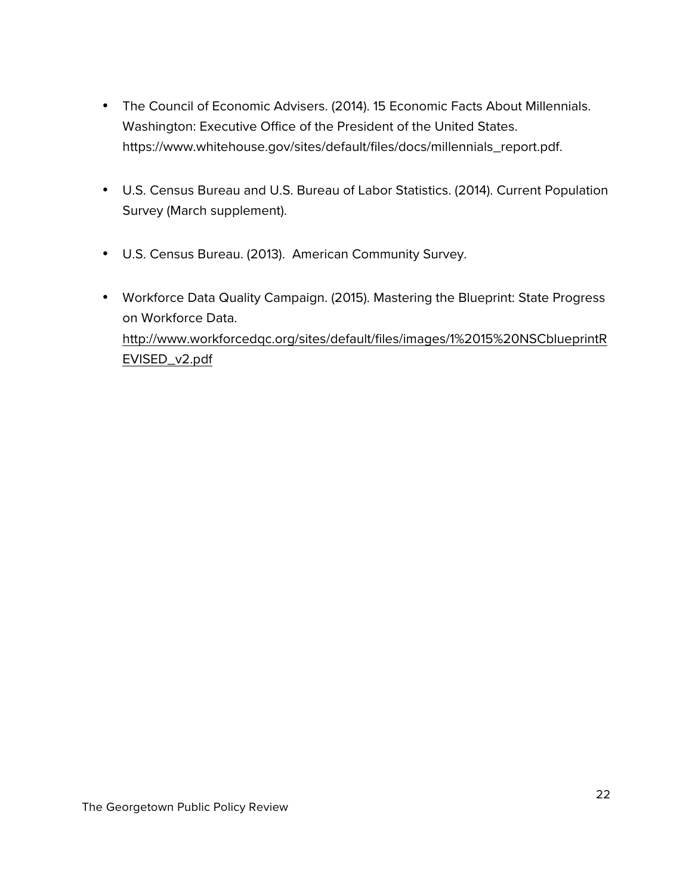- The Council of Economic Advisers. (2014). 15 Economic Facts About Millennials. Washington: Executive Office of the President of the United States. https://www.whitehouse.gov/sites/default/files/docs/millennials_report.pdf.

- U.S. Census Bureau and U.S. Bureau of Labor Statistics. (2014). Current Population Survey (March supplement).

- U.S. Census Bureau. (2013). American Community Survey.

- Workforce Data Quality Campaign. (2015). Mastering the Blueprint: State Progress on Workforce Data. http://www.workforcedqc.org/sites/default/files/images/1%2015%20NSCblueprintREVISED_v2.pdf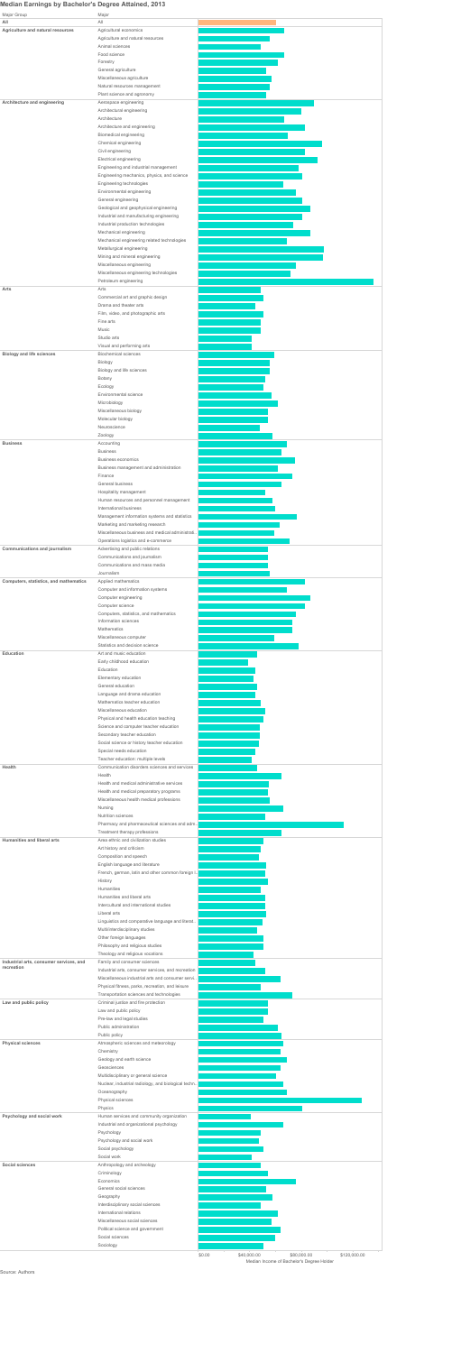**Median Earnings by Bachelor's Degree Attained, 2013**

Major Group
Major

All
All

Agriculture and natural resources
Agricultural economics
Agriculture and natural resources
Animal sciences
Food science
Forestry
General agriculture
Miscellaneous agriculture
Natural resources management
Plant science and agronomy

Architecture and engineering
Aerospace engineering
Architectural engineering
Architecture
Architecture and engineering
Biomedical engineering
Chemical engineering
Civil engineering
Electrical engineering
Engineering and industrial management
Engineering mechanics, physics, and science
Engineering technologies
Environmental engineering
General engineering
Geological and geophysical engineering
Industrial and manufacturing engineering
Industrial production technologies
Mechanical engineering
Mechanical engineering related technologies
Metallurgical engineering
Mining and mineral engineering
Miscellaneous engineering
Miscellaneous engineering technologies
Petroleum engineering

Arts
Arts
Commercial art and graphic design
Drama and theater arts
Film, video, and photographic arts
Fine arts
Music
Studio arts
Visual and performing arts

Biology and life sciences
Biochemical sciences
Biology
Biology and life sciences
Botany
Ecology
Environmental science
Microbiology
Miscellaneous biology
Molecular biology
Neuroscience
Zoology

Business
Accounting
Business
Business economics
Business management and administration
Finance
General business
Hospitality management
Human resources and personnel management
International business
Management information systems and statistics
Marketing and marketing research
Miscellaneous business and medical administrati...
Operations logistics and e-commerce

Communications and journalism
Advertising and public relations
Communications and journalism
Communications and mass media
Journalism

Computers, statistics, and mathematics
Applied mathematics
Computer and information systems
Computer engineering
Computer science
Computers, statistics, and mathematics
Information sciences
Mathematics
Miscellaneous computer
Statistics and decision science

Education
Art and music education
Early childhood education
Education
Elementary education
General education
Language and drama education
Mathematics teacher education
Miscellaneous education
Physical and health education teaching
Science and computer teacher education
Secondary teacher education
Social science or history teacher education
Special needs education
Teacher education: multiple levels

Health
Communication disorders sciences and services
Health
Health and medical administrative services
Health and medical preparatory programs
Miscellaneous health medical professions
Nursing
Nutrition sciences
Pharmacy and pharmaceutical sciences and adm...
Treatment therapy professions

Humanities and liberal arts
Area ethnic and civilization studies
Art history and criticism
Composition and speech
English language and literature
French, german, latin and other common foreign l...
History
Humanities
Humanities and liberal arts
Intercultural and international studies
Liberal arts
Linguistics and comparative language and literat...
Multi/interdisciplinary studies
Other foreign languages
Philosophy and religious studies
Theology and religious vocations

Industrial arts, consumer services, and recreation
Family and consumer sciences
Industrial arts, consumer services, and recreation
Miscellaneous industrial arts and consumer servi...
Physical fitness, parks, recreation, and leisure
Transportation sciences and technologies

Law and public policy
Criminal justice and fire protection
Law and public policy
Pre-law and legal studies
Public administration
Public policy

Physical sciences
Atmospheric sciences and meteorology
Chemistry
Geology and earth science
Geosciences
Multidisciplinary or general science
Nuclear, industrial radiology, and biological techn...
Oceanography
Physical sciences
Physics

Psychology and social work
Human services and community organization
Industrial and organizational psychology
Psychology
Psychology and social work
Social psychology
Social work

Social sciences
Anthropology and archeology
Criminology
Economics
General social sciences
Geography
Interdisciplinary social sciences
International relations
Miscellaneous social sciences
Political science and government
Social sciences
Sociology

$0.00 $40,000.00 $80,000.00 $120,000.00
Median Income of Bachelor's Degree Holder

Source: Authors